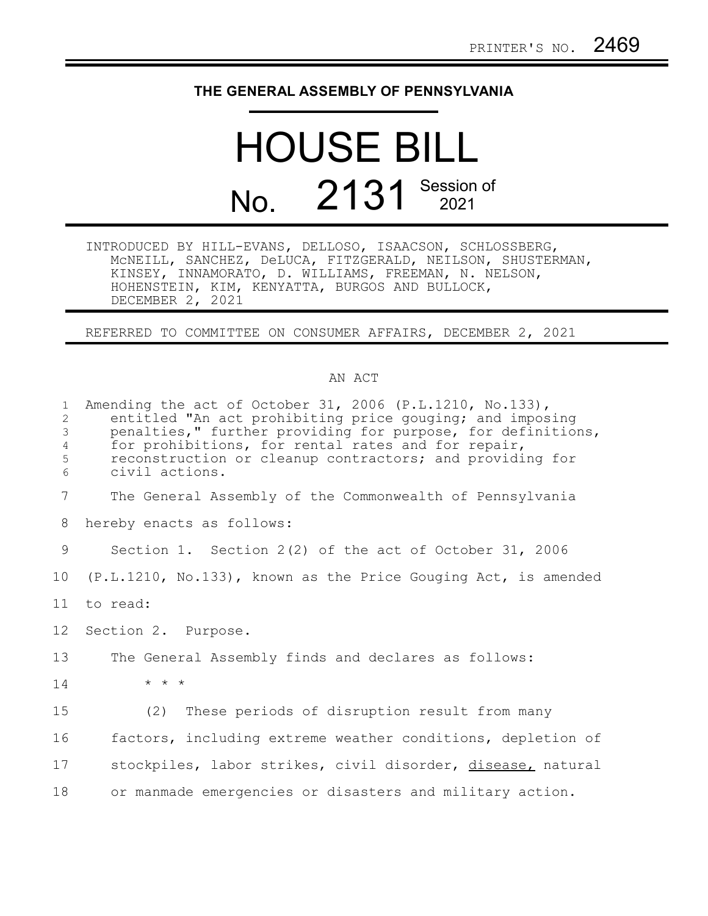PRINTER'S NO. 2469

# THE GENERAL ASSEMBLY OF PENNSYLVANIA

# HOUSE BILL No. 2131 Session of 2021

INTRODUCED BY HILL-EVANS, DELLOSO, ISAACSON, SCHLOSSBERG, McNEILL, SANCHEZ, DeLUCA, FITZGERALD, NEILSON, SHUSTERMAN, KINSEY, INNAMORATO, D. WILLIAMS, FREEMAN, N. NELSON, HOHENSTEIN, KIM, KENYATTA, BURGOS AND BULLOCK, DECEMBER 2, 2021

REFERRED TO COMMITTEE ON CONSUMER AFFAIRS, DECEMBER 2, 2021

## AN ACT

Amending the act of October 31, 2006 (P.L.1210, No.133), entitled "An act prohibiting price gouging; and imposing penalties," further providing for purpose, for definitions, for prohibitions, for rental rates and for repair, reconstruction or cleanup contractors; and providing for civil actions.

The General Assembly of the Commonwealth of Pennsylvania hereby enacts as follows:

Section 1. Section 2(2) of the act of October 31, 2006 (P.L.1210, No.133), known as the Price Gouging Act, is amended to read:

Section 2. Purpose.

The General Assembly finds and declares as follows:

\* \* \*

(2) These periods of disruption result from many factors, including extreme weather conditions, depletion of stockpiles, labor strikes, civil disorder, <u>disease,</u> natural or manmade emergencies or disasters and military action.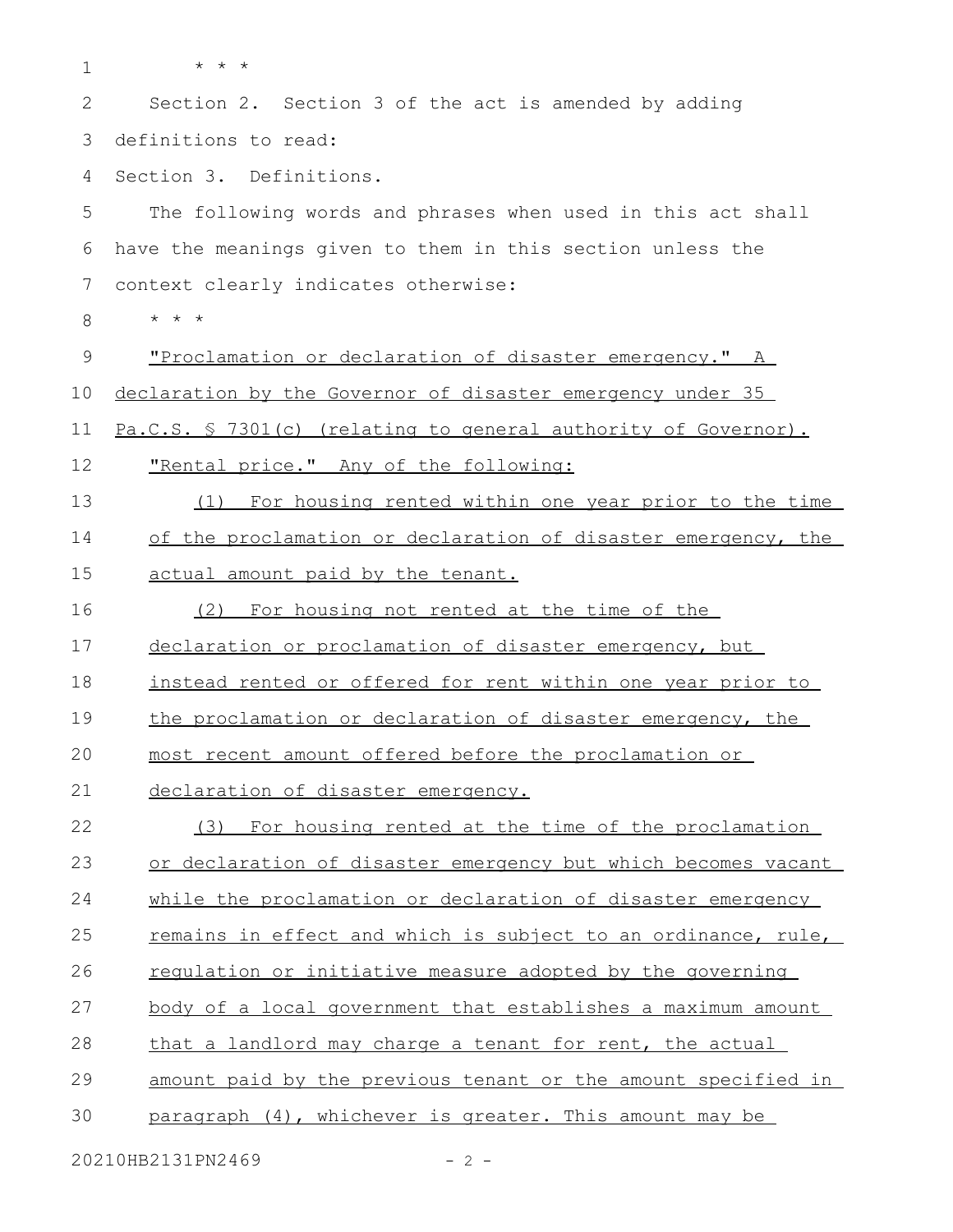\* \* \*

Section 2. Section 3 of the act is amended by adding definitions to read:

Section 3. Definitions.

The following words and phrases when used in this act shall have the meanings given to them in this section unless the context clearly indicates otherwise:

\* \* \*

"Proclamation or declaration of disaster emergency." A declaration by the Governor of disaster emergency under 35 Pa.C.S. § 7301(c) (relating to general authority of Governor).

"Rental price." Any of the following:

(1) For housing rented within one year prior to the time of the proclamation or declaration of disaster emergency, the actual amount paid by the tenant.

(2) For housing not rented at the time of the declaration or proclamation of disaster emergency, but instead rented or offered for rent within one year prior to the proclamation or declaration of disaster emergency, the most recent amount offered before the proclamation or declaration of disaster emergency.

(3) For housing rented at the time of the proclamation or declaration of disaster emergency but which becomes vacant while the proclamation or declaration of disaster emergency remains in effect and which is subject to an ordinance, rule, regulation or initiative measure adopted by the governing body of a local government that establishes a maximum amount that a landlord may charge a tenant for rent, the actual amount paid by the previous tenant or the amount specified in paragraph (4), whichever is greater. This amount may be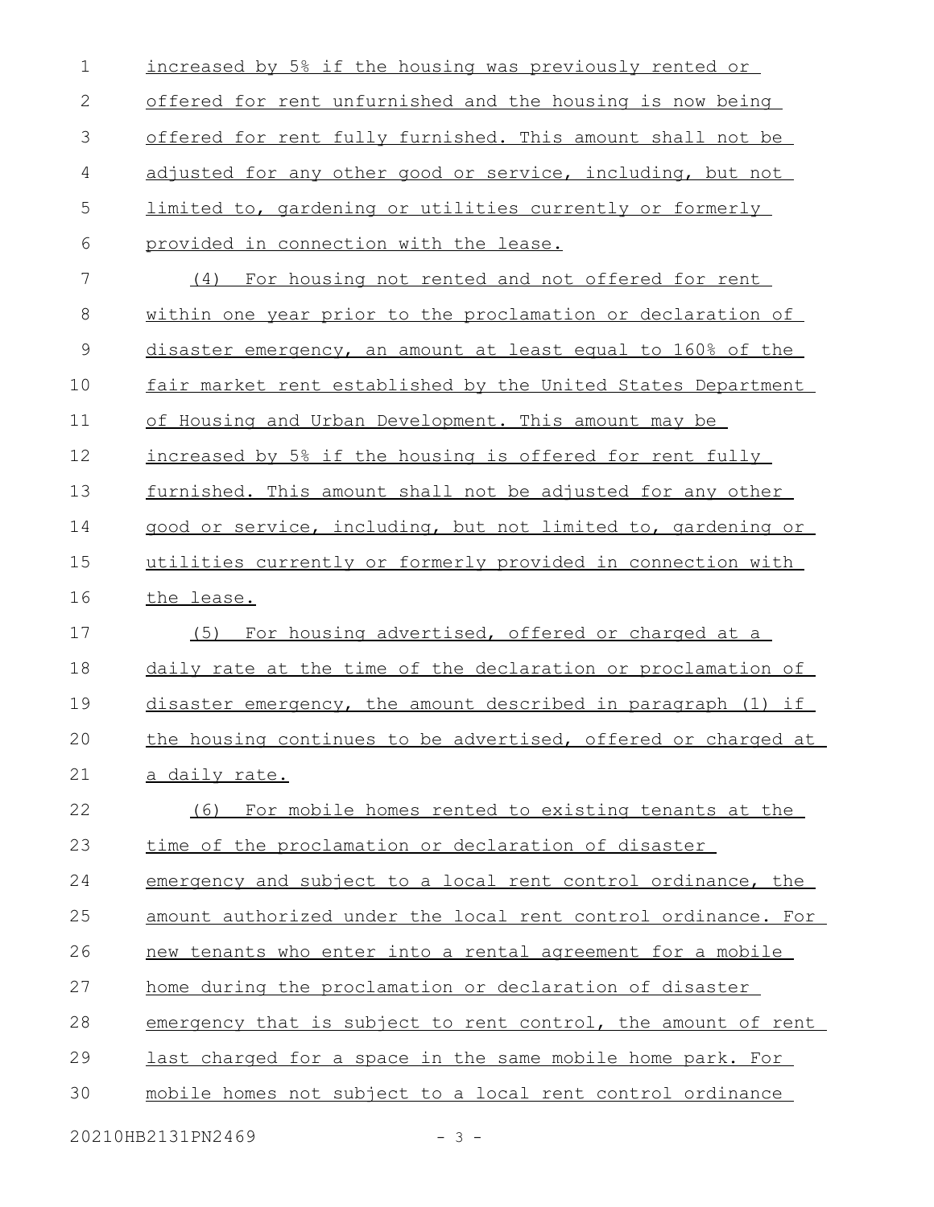increased by 5% if the housing was previously rented or offered for rent unfurnished and the housing is now being offered for rent fully furnished. This amount shall not be adjusted for any other good or service, including, but not limited to, gardening or utilities currently or formerly provided in connection with the lease.

(4) For housing not rented and not offered for rent within one year prior to the proclamation or declaration of disaster emergency, an amount at least equal to 160% of the fair market rent established by the United States Department of Housing and Urban Development. This amount may be increased by 5% if the housing is offered for rent fully furnished. This amount shall not be adjusted for any other good or service, including, but not limited to, gardening or utilities currently or formerly provided in connection with the lease.

(5) For housing advertised, offered or charged at a daily rate at the time of the declaration or proclamation of disaster emergency, the amount described in paragraph (1) if the housing continues to be advertised, offered or charged at a daily rate.

(6) For mobile homes rented to existing tenants at the time of the proclamation or declaration of disaster emergency and subject to a local rent control ordinance, the amount authorized under the local rent control ordinance. For new tenants who enter into a rental agreement for a mobile home during the proclamation or declaration of disaster emergency that is subject to rent control, the amount of rent last charged for a space in the same mobile home park. For mobile homes not subject to a local rent control ordinance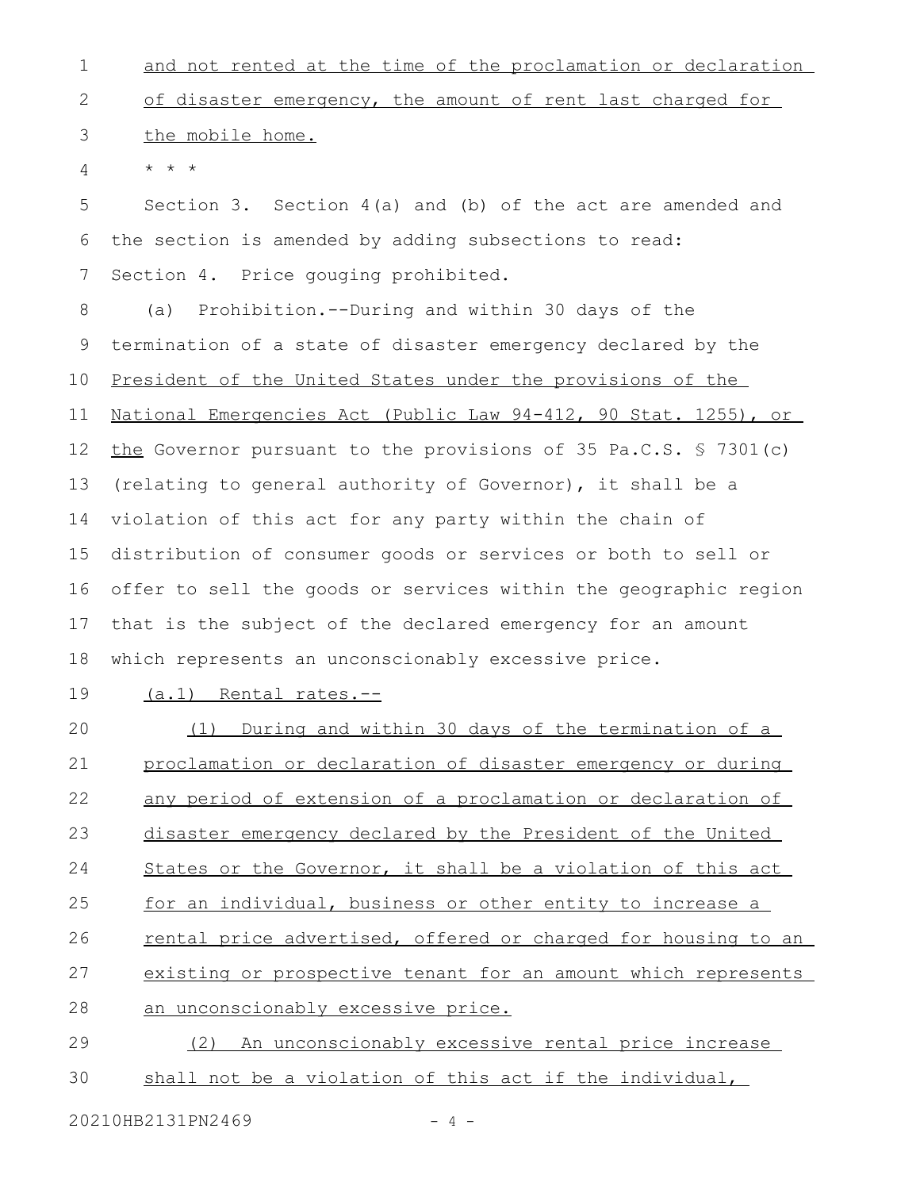and not rented at the time of the proclamation or declaration of disaster emergency, the amount of rent last charged for the mobile home.

* * *

Section 3. Section 4(a) and (b) of the act are amended and the section is amended by adding subsections to read:

Section 4. Price gouging prohibited.

(a) Prohibition.--During and within 30 days of the termination of a state of disaster emergency declared by the President of the United States under the provisions of the National Emergencies Act (Public Law 94-412, 90 Stat. 1255), or the Governor pursuant to the provisions of 35 Pa.C.S. § 7301(c) (relating to general authority of Governor), it shall be a violation of this act for any party within the chain of distribution of consumer goods or services or both to sell or offer to sell the goods or services within the geographic region that is the subject of the declared emergency for an amount which represents an unconscionably excessive price.

(a.1) Rental rates.--

(1) During and within 30 days of the termination of a proclamation or declaration of disaster emergency or during any period of extension of a proclamation or declaration of disaster emergency declared by the President of the United States or the Governor, it shall be a violation of this act for an individual, business or other entity to increase a rental price advertised, offered or charged for housing to an existing or prospective tenant for an amount which represents an unconscionably excessive price.

(2) An unconscionably excessive rental price increase shall not be a violation of this act if the individual,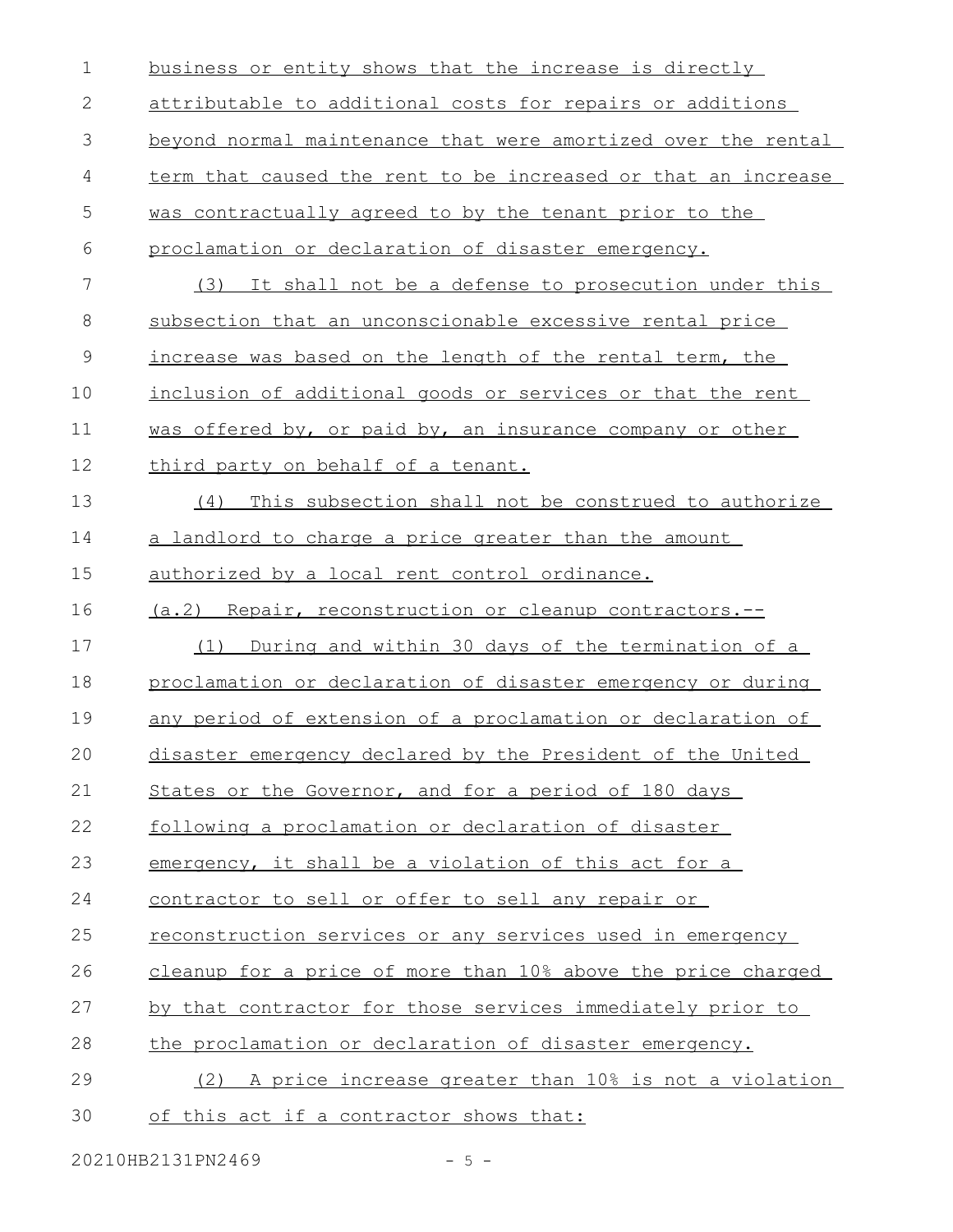business or entity shows that the increase is directly attributable to additional costs for repairs or additions beyond normal maintenance that were amortized over the rental term that caused the rent to be increased or that an increase was contractually agreed to by the tenant prior to the proclamation or declaration of disaster emergency.

(3) It shall not be a defense to prosecution under this subsection that an unconscionable excessive rental price increase was based on the length of the rental term, the inclusion of additional goods or services or that the rent was offered by, or paid by, an insurance company or other third party on behalf of a tenant.

(4) This subsection shall not be construed to authorize a landlord to charge a price greater than the amount authorized by a local rent control ordinance.

(a.2) Repair, reconstruction or cleanup contractors.--

(1) During and within 30 days of the termination of a proclamation or declaration of disaster emergency or during any period of extension of a proclamation or declaration of disaster emergency declared by the President of the United States or the Governor, and for a period of 180 days following a proclamation or declaration of disaster emergency, it shall be a violation of this act for a contractor to sell or offer to sell any repair or reconstruction services or any services used in emergency cleanup for a price of more than 10% above the price charged by that contractor for those services immediately prior to the proclamation or declaration of disaster emergency.

(2) A price increase greater than 10% is not a violation of this act if a contractor shows that: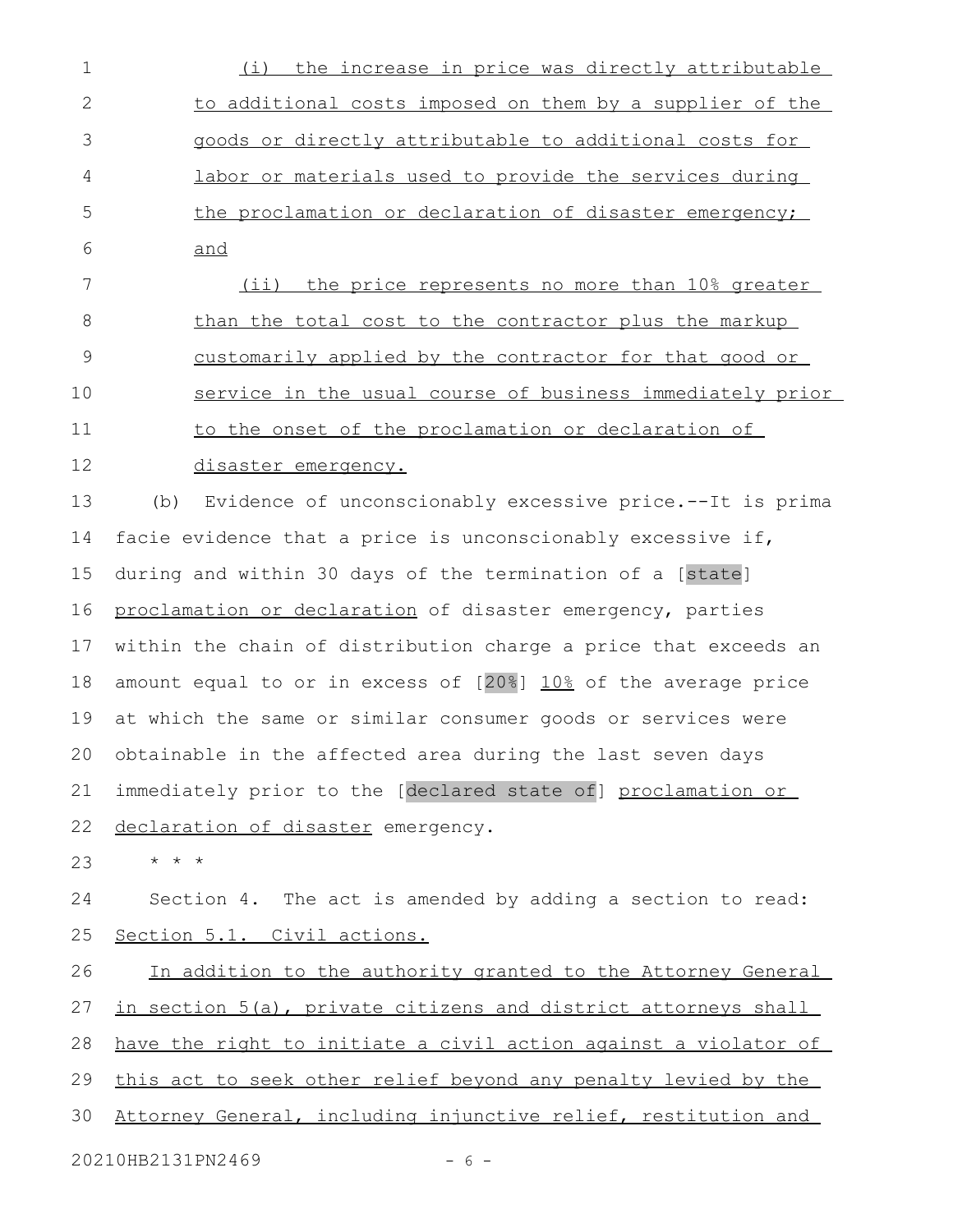(i) the increase in price was directly attributable to additional costs imposed on them by a supplier of the goods or directly attributable to additional costs for labor or materials used to provide the services during the proclamation or declaration of disaster emergency; and

(ii) the price represents no more than 10% greater than the total cost to the contractor plus the markup customarily applied by the contractor for that good or service in the usual course of business immediately prior to the onset of the proclamation or declaration of disaster emergency.

(b) Evidence of unconscionably excessive price.--It is prima facie evidence that a price is unconscionably excessive if, during and within 30 days of the termination of a [state] proclamation or declaration of disaster emergency, parties within the chain of distribution charge a price that exceeds an amount equal to or in excess of [20%] 10% of the average price at which the same or similar consumer goods or services were obtainable in the affected area during the last seven days immediately prior to the [declared state of] proclamation or declaration of disaster emergency.

\* \* \*

Section 4. The act is amended by adding a section to read:

Section 5.1. Civil actions.

In addition to the authority granted to the Attorney General in section 5(a), private citizens and district attorneys shall have the right to initiate a civil action against a violator of this act to seek other relief beyond any penalty levied by the Attorney General, including injunctive relief, restitution and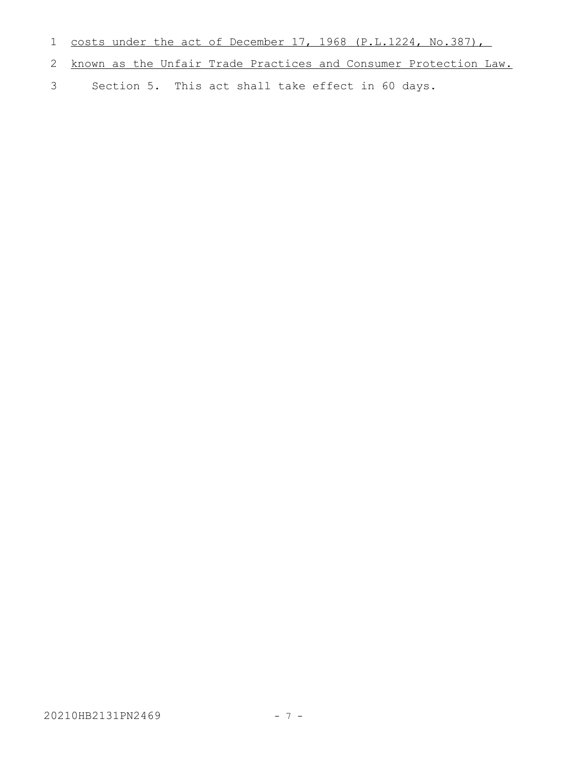costs under the act of December 17, 1968 (P.L.1224, No.387), known as the Unfair Trade Practices and Consumer Protection Law.

Section 5. This act shall take effect in 60 days.